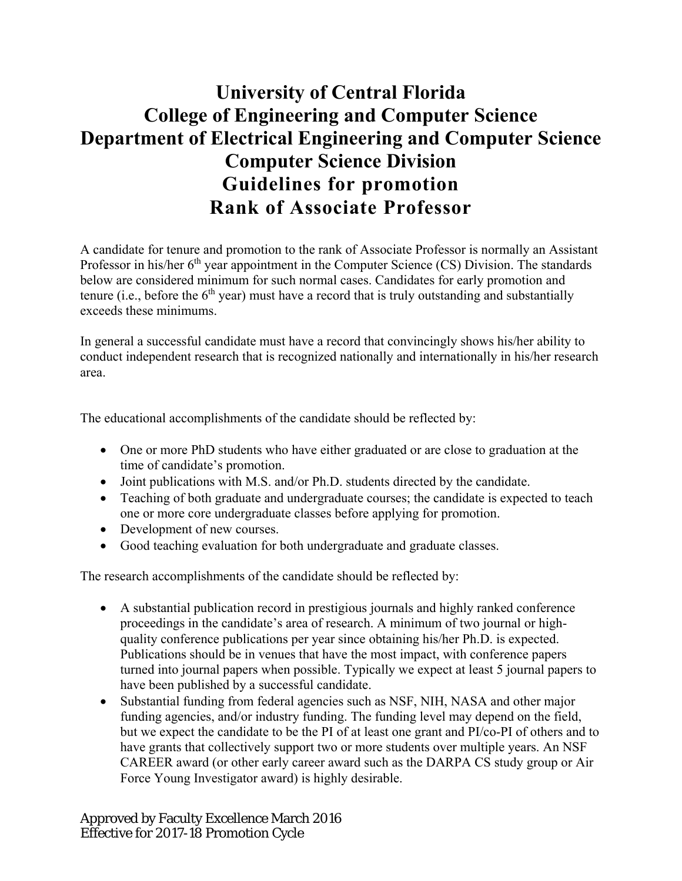# University of Central Florida
# College of Engineering and Computer Science
# Department of Electrical Engineering and Computer Science
# Computer Science Division
# Guidelines for promotion
# Rank of Associate Professor

A candidate for tenure and promotion to the rank of Associate Professor is normally an Assistant Professor in his/her 6th year appointment in the Computer Science (CS) Division. The standards below are considered minimum for such normal cases. Candidates for early promotion and tenure (i.e., before the 6th year) must have a record that is truly outstanding and substantially exceeds these minimums.

In general a successful candidate must have a record that convincingly shows his/her ability to conduct independent research that is recognized nationally and internationally in his/her research area.

The educational accomplishments of the candidate should be reflected by:

- One or more PhD students who have either graduated or are close to graduation at the time of candidate's promotion.
- Joint publications with M.S. and/or Ph.D. students directed by the candidate.
- Teaching of both graduate and undergraduate courses; the candidate is expected to teach one or more core undergraduate classes before applying for promotion.
- Development of new courses.
- Good teaching evaluation for both undergraduate and graduate classes.

The research accomplishments of the candidate should be reflected by:

- A substantial publication record in prestigious journals and highly ranked conference proceedings in the candidate's area of research. A minimum of two journal or high-quality conference publications per year since obtaining his/her Ph.D. is expected. Publications should be in venues that have the most impact, with conference papers turned into journal papers when possible. Typically we expect at least 5 journal papers to have been published by a successful candidate.
- Substantial funding from federal agencies such as NSF, NIH, NASA and other major funding agencies, and/or industry funding. The funding level may depend on the field, but we expect the candidate to be the PI of at least one grant and PI/co-PI of others and to have grants that collectively support two or more students over multiple years. An NSF CAREER award (or other early career award such as the DARPA CS study group or Air Force Young Investigator award) is highly desirable.

Approved by Faculty Excellence March 2016
Effective for 2017-18 Promotion Cycle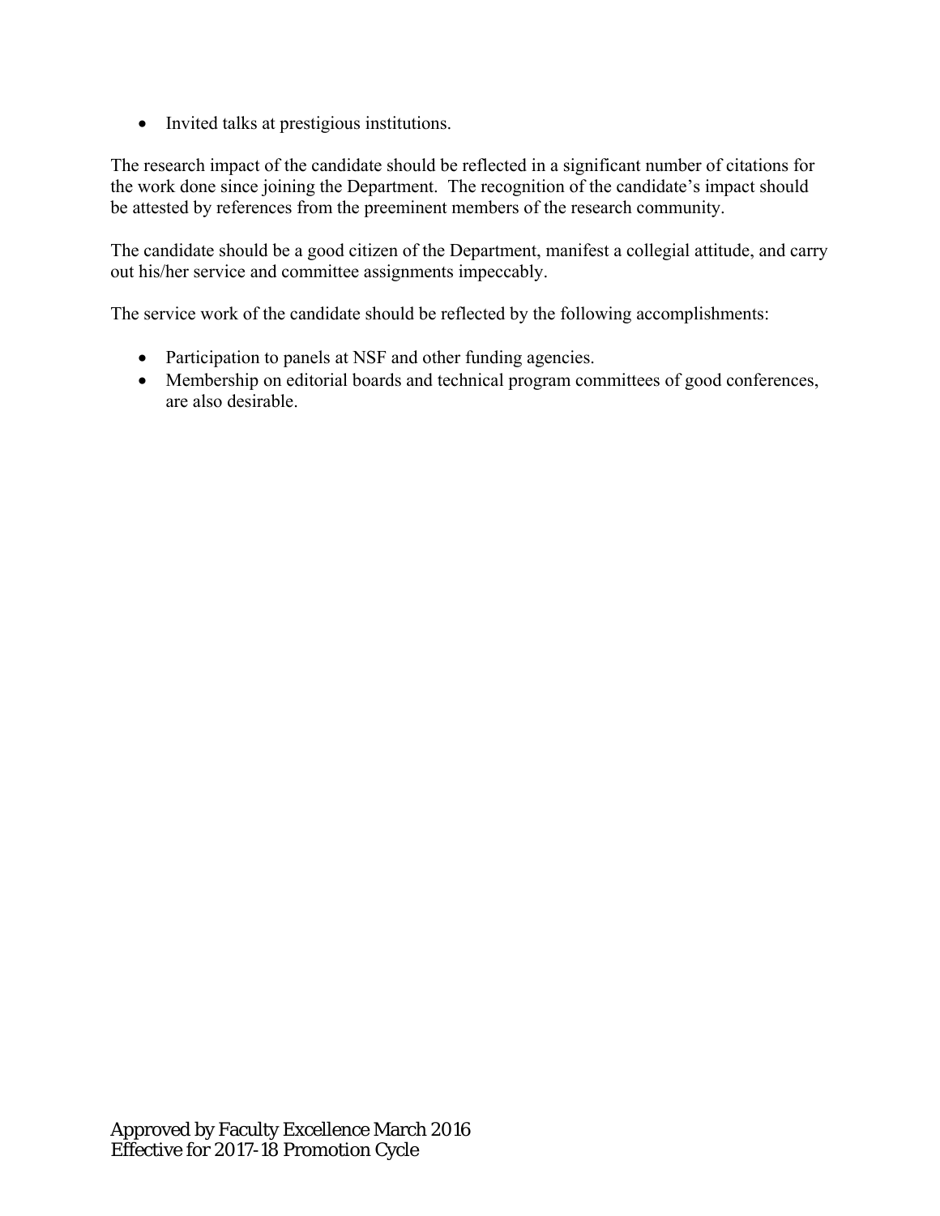- Invited talks at prestigious institutions.

The research impact of the candidate should be reflected in a significant number of citations for the work done since joining the Department. The recognition of the candidate's impact should be attested by references from the preeminent members of the research community.

The candidate should be a good citizen of the Department, manifest a collegial attitude, and carry out his/her service and committee assignments impeccably.

The service work of the candidate should be reflected by the following accomplishments:

- Participation to panels at NSF and other funding agencies.
- Membership on editorial boards and technical program committees of good conferences, are also desirable.

Approved by Faculty Excellence March 2016
Effective for 2017-18 Promotion Cycle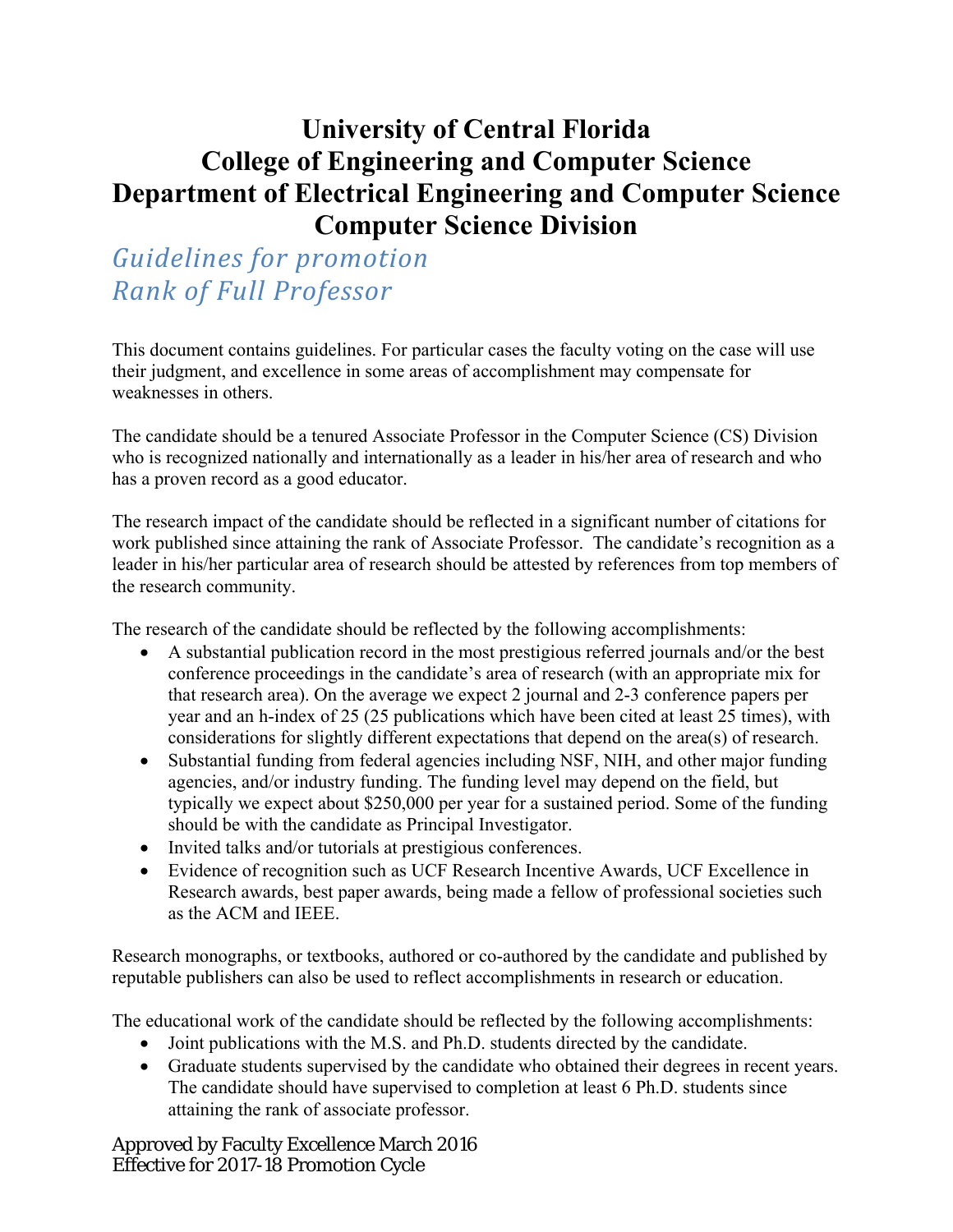# University of Central Florida
# College of Engineering and Computer Science
# Department of Electrical Engineering and Computer Science
# Computer Science Division

## *Guidelines for promotion*
## *Rank of Full Professor*

This document contains guidelines. For particular cases the faculty voting on the case will use their judgment, and excellence in some areas of accomplishment may compensate for weaknesses in others.

The candidate should be a tenured Associate Professor in the Computer Science (CS) Division who is recognized nationally and internationally as a leader in his/her area of research and who has a proven record as a good educator.

The research impact of the candidate should be reflected in a significant number of citations for work published since attaining the rank of Associate Professor. The candidate's recognition as a leader in his/her particular area of research should be attested by references from top members of the research community.

The research of the candidate should be reflected by the following accomplishments:

- A substantial publication record in the most prestigious referred journals and/or the best conference proceedings in the candidate's area of research (with an appropriate mix for that research area). On the average we expect 2 journal and 2-3 conference papers per year and an h-index of 25 (25 publications which have been cited at least 25 times), with considerations for slightly different expectations that depend on the area(s) of research.
- Substantial funding from federal agencies including NSF, NIH, and other major funding agencies, and/or industry funding. The funding level may depend on the field, but typically we expect about $250,000 per year for a sustained period. Some of the funding should be with the candidate as Principal Investigator.
- Invited talks and/or tutorials at prestigious conferences.
- Evidence of recognition such as UCF Research Incentive Awards, UCF Excellence in Research awards, best paper awards, being made a fellow of professional societies such as the ACM and IEEE.

Research monographs, or textbooks, authored or co-authored by the candidate and published by reputable publishers can also be used to reflect accomplishments in research or education.

The educational work of the candidate should be reflected by the following accomplishments:

- Joint publications with the M.S. and Ph.D. students directed by the candidate.
- Graduate students supervised by the candidate who obtained their degrees in recent years. The candidate should have supervised to completion at least 6 Ph.D. students since attaining the rank of associate professor.

Approved by Faculty Excellence March 2016
Effective for 2017-18 Promotion Cycle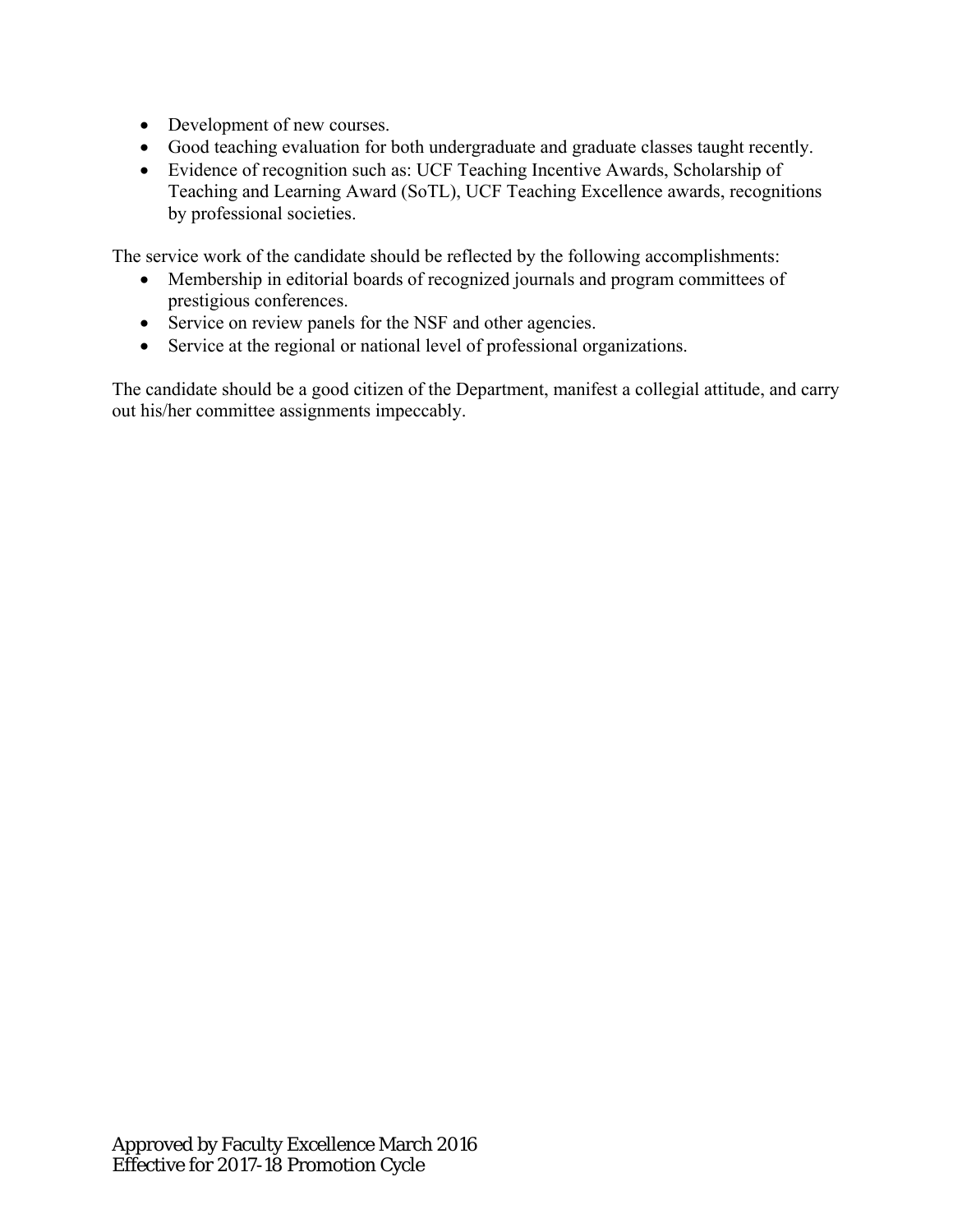- Development of new courses.
- Good teaching evaluation for both undergraduate and graduate classes taught recently.
- Evidence of recognition such as: UCF Teaching Incentive Awards, Scholarship of Teaching and Learning Award (SoTL), UCF Teaching Excellence awards, recognitions by professional societies.

The service work of the candidate should be reflected by the following accomplishments:

- Membership in editorial boards of recognized journals and program committees of prestigious conferences.
- Service on review panels for the NSF and other agencies.
- Service at the regional or national level of professional organizations.

The candidate should be a good citizen of the Department, manifest a collegial attitude, and carry out his/her committee assignments impeccably.

Approved by Faculty Excellence March 2016
Effective for 2017-18 Promotion Cycle